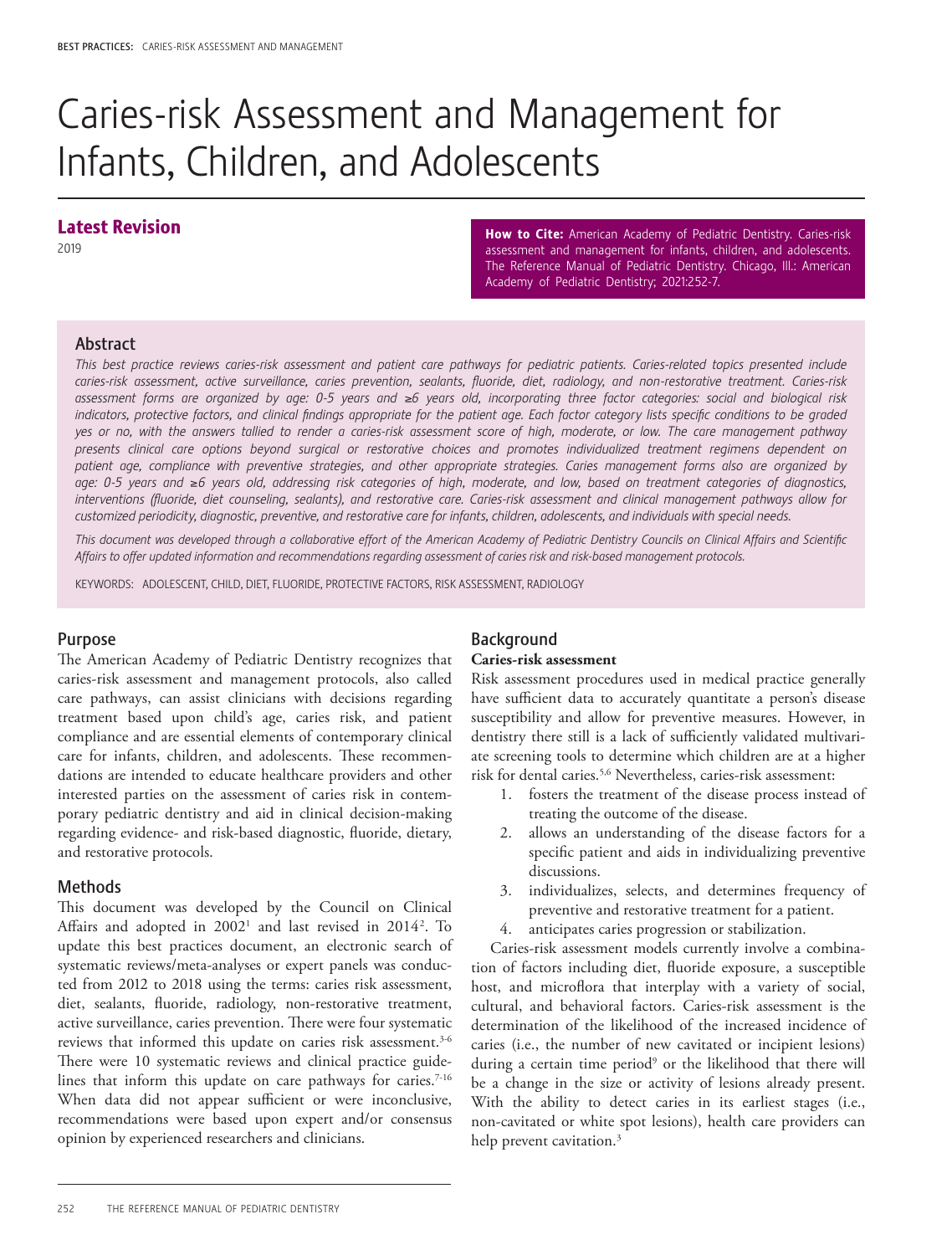# Caries-risk Assessment and Management for Infants, Children, and Adolescents

## Latest Revision

2019

**How to Cite:** American Academy of Pediatric Dentistry. Caries-risk assessment and management for infants, children, and adolescents. The Reference Manual of Pediatric Dentistry. Chicago, Ill.: American Academy of Pediatric Dentistry; 2021:252-7.

## Abstract

*This best practice reviews caries-risk assessment and patient care pathways for pediatric patients. Caries-related topics presented include caries-risk assessment, active surveillance, caries prevention, sealants, fluoride, diet, radiology, and non-restorative treatment. Caries-risk assessment forms are organized by age: 0-5 years and ≥6 years old, incorporating three factor categories: social and biological risk indicators, protective factors, and clinical findings appropriate for the patient age. Each factor category lists specific conditions to be graded yes or no, with the answers tallied to render a caries-risk assessment score of high, moderate, or low. The care management pathway presents clinical care options beyond surgical or restorative choices and promotes individualized treatment regimens dependent on patient age, compliance with preventive strategies, and other appropriate strategies. Caries management forms also are organized by age: 0-5 years and ≥6 years old, addressing risk categories of high, moderate, and low, based on treatment categories of diagnostics, interventions (fluoride, diet counseling, sealants), and restorative care. Caries-risk assessment and clinical management pathways allow for customized periodicity, diagnostic, preventive, and restorative care for infants, children, adolescents, and individuals with special needs.*

*This document was developed through a collaborative effort of the American Academy of Pediatric Dentistry Councils on Clinical Affairs and Scientific Affairs to offer updated information and recommendations regarding assessment of caries risk and risk-based management protocols.*

KEYWORDS: ADOLESCENT, CHILD, DIET, FLUORIDE, PROTECTIVE FACTORS, RISK ASSESSMENT, RADIOLOGY

## Purpose

The American Academy of Pediatric Dentistry recognizes that caries-risk assessment and management protocols, also called care pathways, can assist clinicians with decisions regarding treatment based upon child's age, caries risk, and patient compliance and are essential elements of contemporary clinical care for infants, children, and adolescents. These recommendations are intended to educate healthcare providers and other interested parties on the assessment of caries risk in contemporary pediatric dentistry and aid in clinical decision-making regarding evidence- and risk-based diagnostic, fluoride, dietary, and restorative protocols.

## Methods

This document was developed by the Council on Clinical Affairs and adopted in 2002[1] and last revised in 2014[2]. To update this best practices document, an electronic search of systematic reviews/meta-analyses or expert panels was conducted from 2012 to 2018 using the terms: caries risk assessment, diet, sealants, fluoride, radiology, non-restorative treatment, active surveillance, caries prevention. There were four systematic reviews that informed this update on caries risk assessment.[3-6] There were 10 systematic reviews and clinical practice guidelines that inform this update on care pathways for caries.[7-16] When data did not appear sufficient or were inconclusive, recommendations were based upon expert and/or consensus opinion by experienced researchers and clinicians.

## Background

### Caries-risk assessment

Risk assessment procedures used in medical practice generally have sufficient data to accurately quantitate a person's disease susceptibility and allow for preventive measures. However, in dentistry there still is a lack of sufficiently validated multivariate screening tools to determine which children are at a higher risk for dental caries.[5,6] Nevertheless, caries-risk assessment:

1. fosters the treatment of the disease process instead of treating the outcome of the disease.
2. allows an understanding of the disease factors for a specific patient and aids in individualizing preventive discussions.
3. individualizes, selects, and determines frequency of preventive and restorative treatment for a patient.
4. anticipates caries progression or stabilization.

Caries-risk assessment models currently involve a combination of factors including diet, fluoride exposure, a susceptible host, and microflora that interplay with a variety of social, cultural, and behavioral factors. Caries-risk assessment is the determination of the likelihood of the increased incidence of caries (i.e., the number of new cavitated or incipient lesions) during a certain time period[9] or the likelihood that there will be a change in the size or activity of lesions already present. With the ability to detect caries in its earliest stages (i.e., non-cavitated or white spot lesions), health care providers can help prevent cavitation.[3]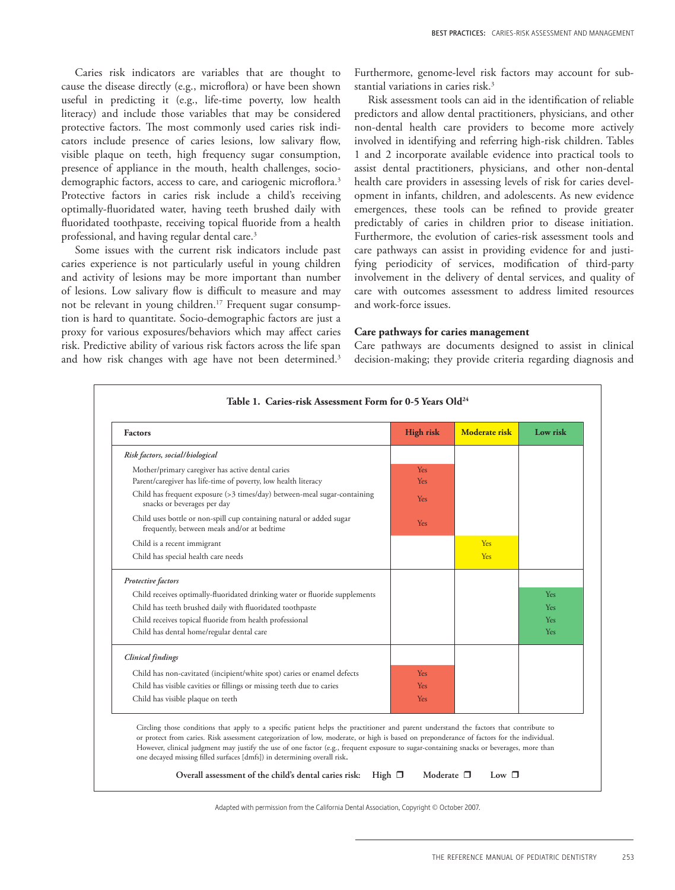Caries risk indicators are variables that are thought to cause the disease directly (e.g., microflora) or have been shown useful in predicting it (e.g., life-time poverty, low health literacy) and include those variables that may be considered protective factors. The most commonly used caries risk indicators include presence of caries lesions, low salivary flow, visible plaque on teeth, high frequency sugar consumption, presence of appliance in the mouth, health challenges, socio-demographic factors, access to care, and cariogenic microflora.[3] Protective factors in caries risk include a child's receiving optimally-fluoridated water, having teeth brushed daily with fluoridated toothpaste, receiving topical fluoride from a health professional, and having regular dental care.[3]

Some issues with the current risk indicators include past caries experience is not particularly useful in young children and activity of lesions may be more important than number of lesions. Low salivary flow is difficult to measure and may not be relevant in young children.[17] Frequent sugar consumption is hard to quantitate. Socio-demographic factors are just a proxy for various exposures/behaviors which may affect caries risk. Predictive ability of various risk factors across the life span and how risk changes with age have not been determined.[3] Furthermore, genome-level risk factors may account for substantial variations in caries risk.[3]

Risk assessment tools can aid in the identification of reliable predictors and allow dental practitioners, physicians, and other non-dental health care providers to become more actively involved in identifying and referring high-risk children. Tables 1 and 2 incorporate available evidence into practical tools to assist dental practitioners, physicians, and other non-dental health care providers in assessing levels of risk for caries development in infants, children, and adolescents. As new evidence emergences, these tools can be refined to provide greater predictably of caries in children prior to disease initiation. Furthermore, the evolution of caries-risk assessment tools and care pathways can assist in providing evidence for and justifying periodicity of services, modification of third-party involvement in the delivery of dental services, and quality of care with outcomes assessment to address limited resources and work-force issues.

### Care pathways for caries management

Care pathways are documents designed to assist in clinical decision-making; they provide criteria regarding diagnosis and

**Table 1. Caries-risk Assessment Form for 0-5 Years Old[24]**

| Factors | High risk | Moderate risk | Low risk |
|---|---|---|---|
| *Risk factors, social/biological* | | | |
| Mother/primary caregiver has active dental caries | Yes | | |
| Parent/caregiver has life-time of poverty, low health literacy | Yes | | |
| Child has frequent exposure (>3 times/day) between-meal sugar-containing snacks or beverages per day | Yes | | |
| Child uses bottle or non-spill cup containing natural or added sugar frequently, between meals and/or at bedtime | Yes | | |
| Child is a recent immigrant | | Yes | |
| Child has special health care needs | | Yes | |
| *Protective factors* | | | |
| Child receives optimally-fluoridated drinking water or fluoride supplements | | | Yes |
| Child has teeth brushed daily with fluoridated toothpaste | | | Yes |
| Child receives topical fluoride from health professional | | | Yes |
| Child has dental home/regular dental care | | | Yes |
| *Clinical findings* | | | |
| Child has non-cavitated (incipient/white spot) caries or enamel defects | Yes | | |
| Child has visible cavities or fillings or missing teeth due to caries | Yes | | |
| Child has visible plaque on teeth | Yes | | |

Circling those conditions that apply to a specific patient helps the practitioner and parent understand the factors that contribute to or protect from caries. Risk assessment categorization of low, moderate, or high is based on preponderance of factors for the individual. However, clinical judgment may justify the use of one factor (e.g., frequent exposure to sugar-containing snacks or beverages, more than one decayed missing filled surfaces [dmfs]) in determining overall risk.

**Overall assessment of the child's dental caries risk:** High ❒ Moderate ❒ Low ❒

Adapted with permission from the California Dental Association, Copyright © October 2007.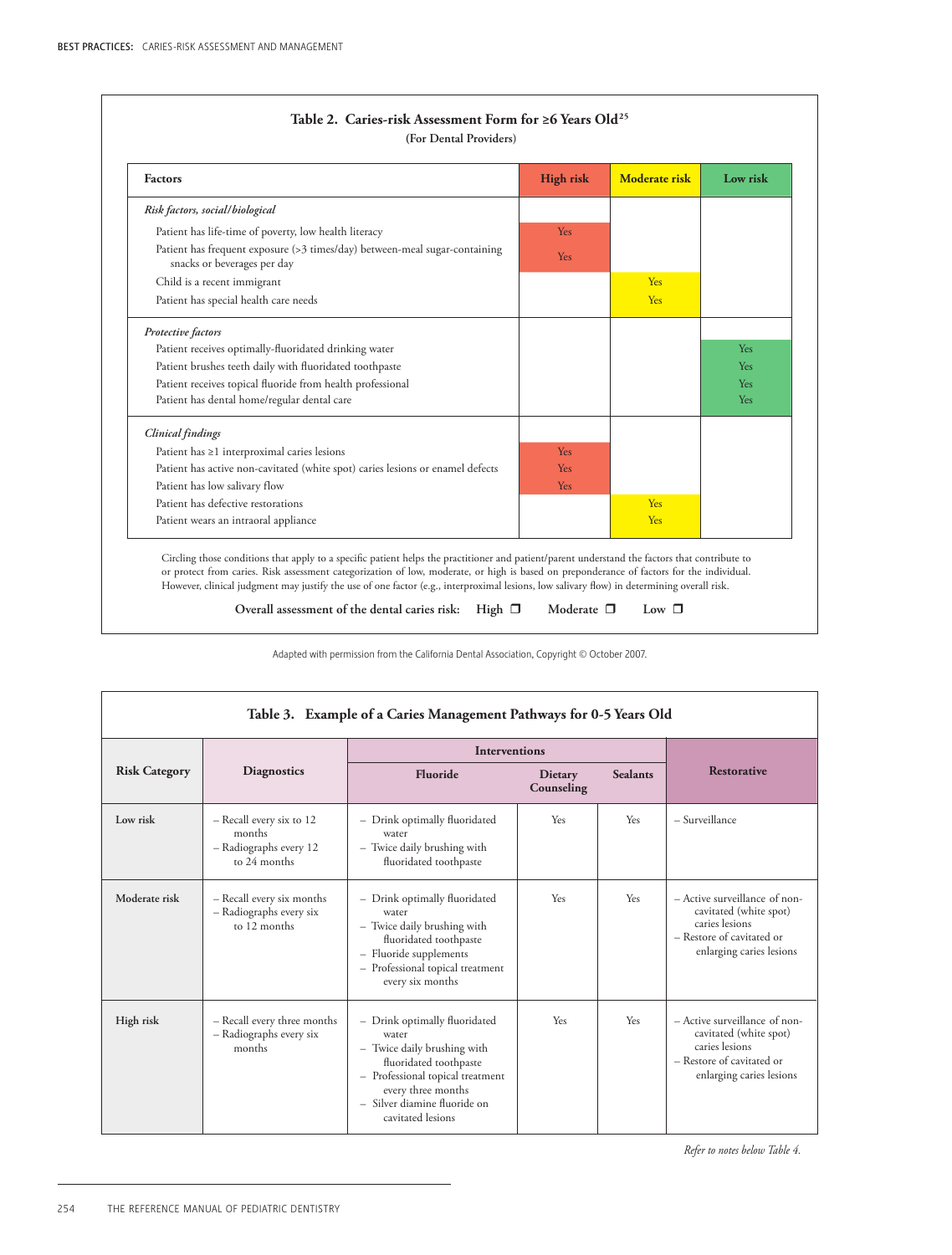### Table 2. Caries-risk Assessment Form for ≥6 Years Old[25]

**(For Dental Providers)**

| Factors | High risk | Moderate risk | Low risk |
|---|---|---|---|
| *Risk factors, social/biological* | | | |
| Patient has life-time of poverty, low health literacy | Yes | | |
| Patient has frequent exposure (>3 times/day) between-meal sugar-containing snacks or beverages per day | Yes | | |
| Child is a recent immigrant | | Yes | |
| Patient has special health care needs | | Yes | |
| *Protective factors* | | | |
| Patient receives optimally-fluoridated drinking water | | | Yes |
| Patient brushes teeth daily with fluoridated toothpaste | | | Yes |
| Patient receives topical fluoride from health professional | | | Yes |
| Patient has dental home/regular dental care | | | Yes |
| *Clinical findings* | | | |
| Patient has ≥1 interproximal caries lesions | Yes | | |
| Patient has active non-cavitated (white spot) caries lesions or enamel defects | Yes | | |
| Patient has low salivary flow | Yes | | |
| Patient has defective restorations | | Yes | |
| Patient wears an intraoral appliance | | Yes | |

Circling those conditions that apply to a specific patient helps the practitioner and patient/parent understand the factors that contribute to or protect from caries. Risk assessment categorization of low, moderate, or high is based on preponderance of factors for the individual. However, clinical judgment may justify the use of one factor (e.g., interproximal lesions, low salivary flow) in determining overall risk.

**Overall assessment of the dental caries risk:** High ☐ Moderate ☐ Low ☐

Adapted with permission from the California Dental Association, Copyright © October 2007.

### Table 3. Example of a Caries Management Pathways for 0-5 Years Old

| Risk Category | Diagnostics | Interventions | | | Restorative |
|---|---|---|---|---|---|
| | | Fluoride | Dietary Counseling | Sealants | |
| Low risk | – Recall every six to 12 months<br>– Radiographs every 12 to 24 months | – Drink optimally fluoridated water<br>– Twice daily brushing with fluoridated toothpaste | Yes | Yes | – Surveillance |
| Moderate risk | – Recall every six months<br>– Radiographs every six to 12 months | – Drink optimally fluoridated water<br>– Twice daily brushing with fluoridated toothpaste<br>– Fluoride supplements<br>– Professional topical treatment every six months | Yes | Yes | – Active surveillance of non-cavitated (white spot) caries lesions<br>– Restore of cavitated or enlarging caries lesions |
| High risk | – Recall every three months<br>– Radiographs every six months | – Drink optimally fluoridated water<br>– Twice daily brushing with fluoridated toothpaste<br>– Professional topical treatment every three months<br>– Silver diamine fluoride on cavitated lesions | Yes | Yes | – Active surveillance of non-cavitated (white spot) caries lesions<br>– Restore of cavitated or enlarging caries lesions |

*Refer to notes below Table 4.*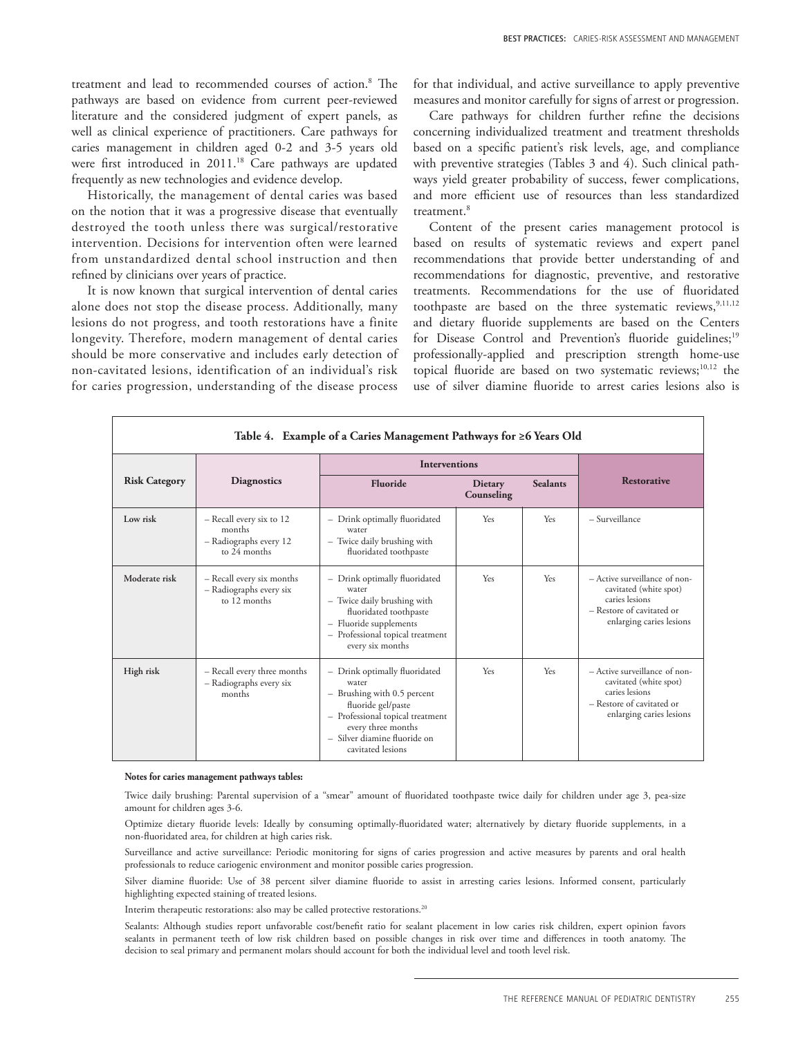treatment and lead to recommended courses of action.[8] The pathways are based on evidence from current peer-reviewed literature and the considered judgment of expert panels, as well as clinical experience of practitioners. Care pathways for caries management in children aged 0-2 and 3-5 years old were first introduced in 2011.[18] Care pathways are updated frequently as new technologies and evidence develop.

Historically, the management of dental caries was based on the notion that it was a progressive disease that eventually destroyed the tooth unless there was surgical/restorative intervention. Decisions for intervention often were learned from unstandardized dental school instruction and then refined by clinicians over years of practice.

It is now known that surgical intervention of dental caries alone does not stop the disease process. Additionally, many lesions do not progress, and tooth restorations have a finite longevity. Therefore, modern management of dental caries should be more conservative and includes early detection of non-cavitated lesions, identification of an individual's risk for caries progression, understanding of the disease process for that individual, and active surveillance to apply preventive measures and monitor carefully for signs of arrest or progression.

Care pathways for children further refine the decisions concerning individualized treatment and treatment thresholds based on a specific patient's risk levels, age, and compliance with preventive strategies (Tables 3 and 4). Such clinical pathways yield greater probability of success, fewer complications, and more efficient use of resources than less standardized treatment.[8]

Content of the present caries management protocol is based on results of systematic reviews and expert panel recommendations that provide better understanding of and recommendations for diagnostic, preventive, and restorative treatments. Recommendations for the use of fluoridated toothpaste are based on the three systematic reviews,[9,11,12] and dietary fluoride supplements are based on the Centers for Disease Control and Prevention's fluoride guidelines;[19] professionally-applied and prescription strength home-use topical fluoride are based on two systematic reviews;[10,12] the use of silver diamine fluoride to arrest caries lesions also is

**Table 4. Example of a Caries Management Pathways for ≥6 Years Old**

| Risk Category | Diagnostics | Interventions | | | Restorative |
|---|---|---|---|---|---|
| | | Fluoride | Dietary Counseling | Sealants | |
| Low risk | – Recall every six to 12 months<br>– Radiographs every 12 to 24 months | – Drink optimally fluoridated water<br>– Twice daily brushing with fluoridated toothpaste | Yes | Yes | – Surveillance |
| Moderate risk | – Recall every six months<br>– Radiographs every six to 12 months | – Drink optimally fluoridated water<br>– Twice daily brushing with fluoridated toothpaste<br>– Fluoride supplements<br>– Professional topical treatment every six months | Yes | Yes | – Active surveillance of non-cavitated (white spot) caries lesions<br>– Restore of cavitated or enlarging caries lesions |
| High risk | – Recall every three months<br>– Radiographs every six months | – Drink optimally fluoridated water<br>– Brushing with 0.5 percent fluoride gel/paste<br>– Professional topical treatment every three months<br>– Silver diamine fluoride on cavitated lesions | Yes | Yes | – Active surveillance of non-cavitated (white spot) caries lesions<br>– Restore of cavitated or enlarging caries lesions |

**Notes for caries management pathways tables:**

Twice daily brushing: Parental supervision of a "smear" amount of fluoridated toothpaste twice daily for children under age 3, pea-size amount for children ages 3-6.

Optimize dietary fluoride levels: Ideally by consuming optimally-fluoridated water; alternatively by dietary fluoride supplements, in a non-fluoridated area, for children at high caries risk.

Surveillance and active surveillance: Periodic monitoring for signs of caries progression and active measures by parents and oral health professionals to reduce cariogenic environment and monitor possible caries progression.

Silver diamine fluoride: Use of 38 percent silver diamine fluoride to assist in arresting caries lesions. Informed consent, particularly highlighting expected staining of treated lesions.

Interim therapeutic restorations: also may be called protective restorations.[20]

Sealants: Although studies report unfavorable cost/benefit ratio for sealant placement in low caries risk children, expert opinion favors sealants in permanent teeth of low risk children based on possible changes in risk over time and differences in tooth anatomy. The decision to seal primary and permanent molars should account for both the individual level and tooth level risk.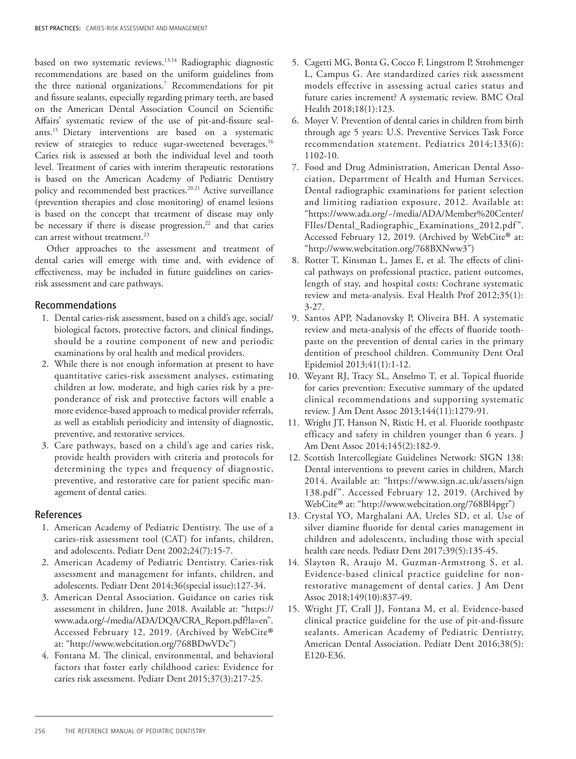based on two systematic reviews.[13,14] Radiographic diagnostic recommendations are based on the uniform guidelines from the three national organizations.[7] Recommendations for pit and fissure sealants, especially regarding primary teeth, are based on the American Dental Association Council on Scientific Affairs' systematic review of the use of pit-and-fissure sealants.[15] Dietary interventions are based on a systematic review of strategies to reduce sugar-sweetened beverages.[16] Caries risk is assessed at both the individual level and tooth level. Treatment of caries with interim therapeutic restorations is based on the American Academy of Pediatric Dentistry policy and recommended best practices.[20,21] Active surveillance (prevention therapies and close monitoring) of enamel lesions is based on the concept that treatment of disease may only be necessary if there is disease progression,[22] and that caries can arrest without treatment.[23]

Other approaches to the assessment and treatment of dental caries will emerge with time and, with evidence of effectiveness, may be included in future guidelines on caries-risk assessment and care pathways.

## Recommendations

1. Dental caries-risk assessment, based on a child's age, social/biological factors, protective factors, and clinical findings, should be a routine component of new and periodic examinations by oral health and medical providers.
2. While there is not enough information at present to have quantitative caries-risk assessment analyses, estimating children at low, moderate, and high caries risk by a preponderance of risk and protective factors will enable a more evidence-based approach to medical provider referrals, as well as establish periodicity and intensity of diagnostic, preventive, and restorative services.
3. Care pathways, based on a child's age and caries risk, provide health providers with criteria and protocols for determining the types and frequency of diagnostic, preventive, and restorative care for patient specific management of dental caries.

## References

1. American Academy of Pediatric Dentistry. The use of a caries-risk assessment tool (CAT) for infants, children, and adolescents. Pediatr Dent 2002;24(7):15-7.
2. American Academy of Pediatric Dentistry. Caries-risk assessment and management for infants, children, and adolescents. Pediatr Dent 2014;36(special issue):127-34.
3. American Dental Association. Guidance on caries risk assessment in children, June 2018. Available at: "https://www.ada.org/~/media/ADA/DQA/CRA_Report.pdf?la=en". Accessed February 12, 2019. (Archived by WebCite® at: "http://www.webcitation.org/768BDwVDc")
4. Fontana M. The clinical, environmental, and behavioral factors that foster early childhood caries: Evidence for caries risk assessment. Pediatr Dent 2015;37(3):217-25.
5. Cagetti MG, Bonta G, Cocco F, Lingstrom P, Strohmenger L, Campus G. Are standardized caries risk assessment models effective in assessing actual caries status and future caries increment? A systematic review. BMC Oral Health 2018;18(1):123.
6. Moyer V. Prevention of dental caries in children from birth through age 5 years: U.S. Preventive Services Task Force recommendation statement. Pediatrics 2014;133(6):1102-10.
7. Food and Drug Administration, American Dental Association, Department of Health and Human Services. Dental radiographic examinations for patient selection and limiting radiation exposure, 2012. Available at: "https://www.ada.org/~/media/ADA/Member%20Center/FIles/Dental_Radiographic_Examinations_2012.pdf". Accessed February 12, 2019. (Archived by WebCite® at: "http://www.webcitation.org/768BXNww3")
8. Rotter T, Kinsman L, James E, et al. The effects of clinical pathways on professional practice, patient outcomes, length of stay, and hospital costs: Cochrane systematic review and meta-analysis. Eval Health Prof 2012;35(1):3-27.
9. Santos APP, Nadanovsky P, Oliveira BH. A systematic review and meta-analysis of the effects of fluoride toothpaste on the prevention of dental caries in the primary dentition of preschool children. Community Dent Oral Epidemiol 2013;41(1):1-12.
10. Weyant RJ, Tracy SL, Anselmo T, et al. Topical fluoride for caries prevention: Executive summary of the updated clinical recommendations and supporting systematic review. J Am Dent Assoc 2013;144(11):1279-91.
11. Wright JT, Hanson N, Ristic H, et al. Fluoride toothpaste efficacy and safety in children younger than 6 years. J Am Dent Assoc 2014;145(2):182-9.
12. Scottish Intercollegiate Guidelines Network: SIGN 138: Dental interventions to prevent caries in children, March 2014. Available at: "https://www.sign.ac.uk/assets/sign138.pdf". Accessed February 12, 2019. (Archived by WebCite® at: "http://www.webcitation.org/768Bl4pgr")
13. Crystal YO, Marghalani AA, Ureles SD, et al. Use of silver diamine fluoride for dental caries management in children and adolescents, including those with special health care needs. Pediatr Dent 2017;39(5):135-45.
14. Slayton R, Araujo M, Guzman-Armstrong S, et al. Evidence-based clinical practice guideline for nonrestorative management of dental caries. J Am Dent Assoc 2018;149(10):837-49.
15. Wright JT, Crall JJ, Fontana M, et al. Evidence-based clinical practice guideline for the use of pit-and-fissure sealants. American Academy of Pediatric Dentistry, American Dental Association. Pediatr Dent 2016;38(5):E120-E36.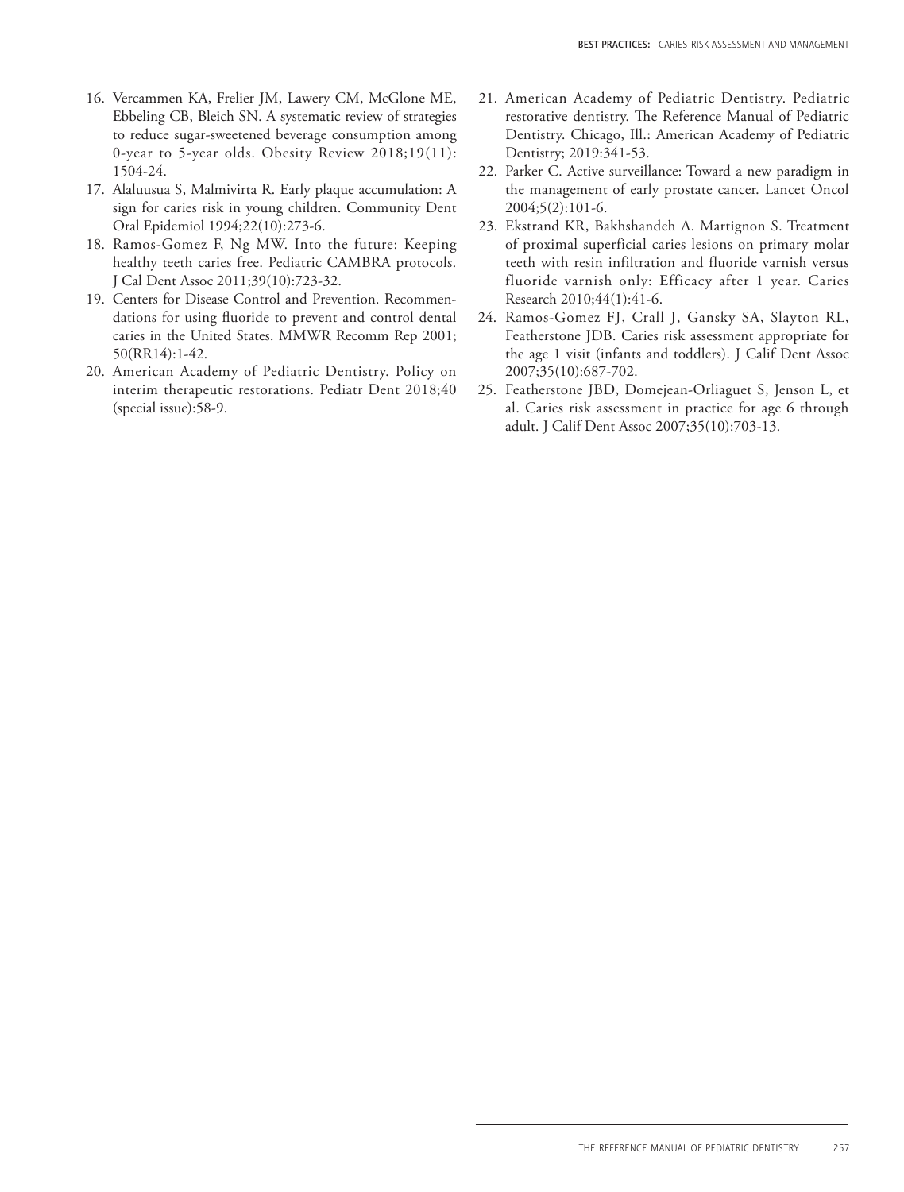16. Vercammen KA, Frelier JM, Lawery CM, McGlone ME, Ebbeling CB, Bleich SN. A systematic review of strategies to reduce sugar-sweetened beverage consumption among 0-year to 5-year olds. Obesity Review 2018;19(11): 1504-24.
17. Alaluusua S, Malmivirta R. Early plaque accumulation: A sign for caries risk in young children. Community Dent Oral Epidemiol 1994;22(10):273-6.
18. Ramos-Gomez F, Ng MW. Into the future: Keeping healthy teeth caries free. Pediatric CAMBRA protocols. J Cal Dent Assoc 2011;39(10):723-32.
19. Centers for Disease Control and Prevention. Recommendations for using fluoride to prevent and control dental caries in the United States. MMWR Recomm Rep 2001; 50(RR14):1-42.
20. American Academy of Pediatric Dentistry. Policy on interim therapeutic restorations. Pediatr Dent 2018;40 (special issue):58-9.
21. American Academy of Pediatric Dentistry. Pediatric restorative dentistry. The Reference Manual of Pediatric Dentistry. Chicago, Ill.: American Academy of Pediatric Dentistry; 2019:341-53.
22. Parker C. Active surveillance: Toward a new paradigm in the management of early prostate cancer. Lancet Oncol 2004;5(2):101-6.
23. Ekstrand KR, Bakhshandeh A. Martignon S. Treatment of proximal superficial caries lesions on primary molar teeth with resin infiltration and fluoride varnish versus fluoride varnish only: Efficacy after 1 year. Caries Research 2010;44(1):41-6.
24. Ramos-Gomez FJ, Crall J, Gansky SA, Slayton RL, Featherstone JDB. Caries risk assessment appropriate for the age 1 visit (infants and toddlers). J Calif Dent Assoc 2007;35(10):687-702.
25. Featherstone JBD, Domejean-Orliaguet S, Jenson L, et al. Caries risk assessment in practice for age 6 through adult. J Calif Dent Assoc 2007;35(10):703-13.